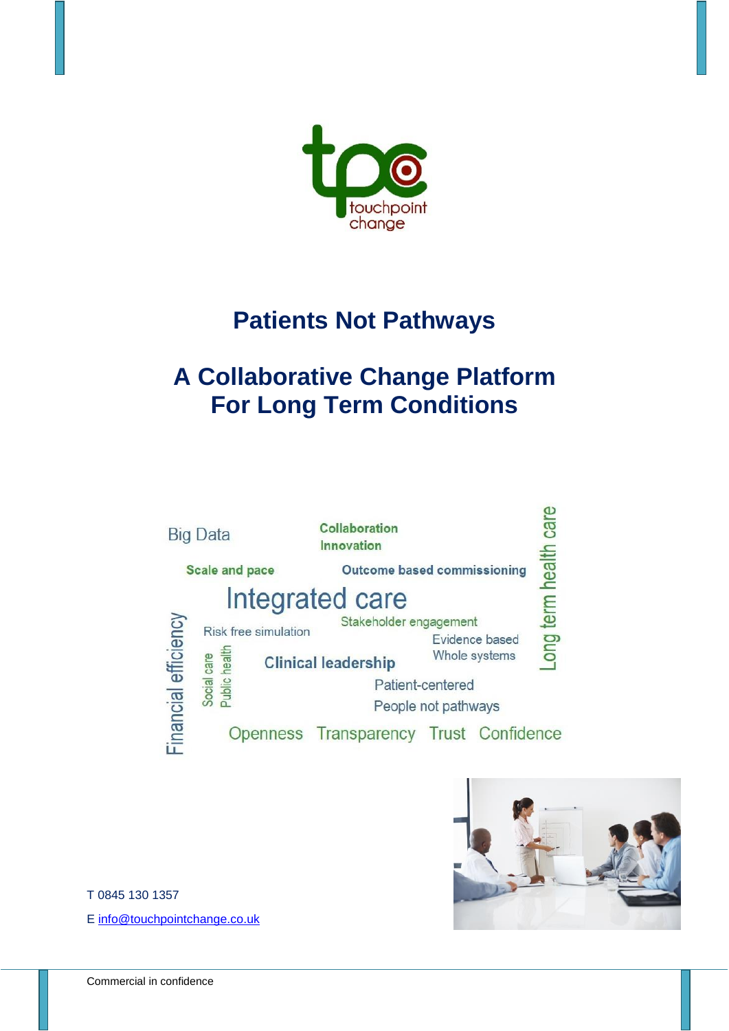touchpoint change

# Patients Not Pathways

## A Collaborative Change Platform For Long Term Conditions

Big Data

Collaboration

Innovation

Scale and pace

Outcome based commissioning

Long term health care

Integrated care

Risk free simulation

Stakeholder engagement

Evidence based

Whole systems

Financial efficiency

Social care

Public health

Clinical leadership

Patient-centered

People not pathways

Openness Transparency Trust Confidence

T 0845 130 1357

E info@touchpointchange.co.uk

Commercial in confidence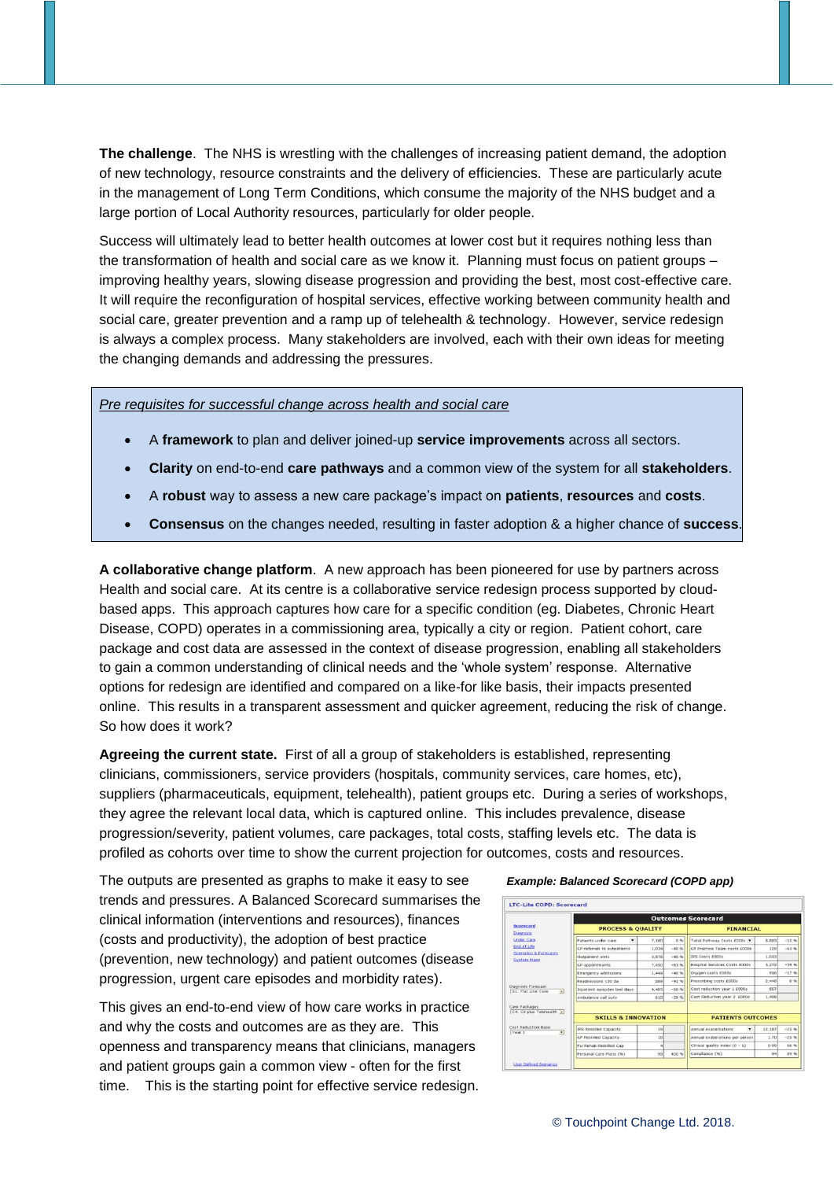**The challenge**. The NHS is wrestling with the challenges of increasing patient demand, the adoption of new technology, resource constraints and the delivery of efficiencies. These are particularly acute in the management of Long Term Conditions, which consume the majority of the NHS budget and a large portion of Local Authority resources, particularly for older people.

Success will ultimately lead to better health outcomes at lower cost but it requires nothing less than the transformation of health and social care as we know it. Planning must focus on patient groups – improving healthy years, slowing disease progression and providing the best, most cost-effective care. It will require the reconfiguration of hospital services, effective working between community health and social care, greater prevention and a ramp up of telehealth & technology. However, service redesign is always a complex process. Many stakeholders are involved, each with their own ideas for meeting the changing demands and addressing the pressures.

*Pre requisites for successful change across health and social care*

- A **framework** to plan and deliver joined-up **service improvements** across all sectors.
- **Clarity** on end-to-end **care pathways** and a common view of the system for all **stakeholders**.
- A **robust** way to assess a new care package's impact on **patients**, **resources** and **costs**.
- **Consensus** on the changes needed, resulting in faster adoption & a higher chance of **success**.

**A collaborative change platform**. A new approach has been pioneered for use by partners across Health and social care. At its centre is a collaborative service redesign process supported by cloud-based apps. This approach captures how care for a specific condition (eg. Diabetes, Chronic Heart Disease, COPD) operates in a commissioning area, typically a city or region. Patient cohort, care package and cost data are assessed in the context of disease progression, enabling all stakeholders to gain a common understanding of clinical needs and the 'whole system' response. Alternative options for redesign are identified and compared on a like-for like basis, their impacts presented online. This results in a transparent assessment and quicker agreement, reducing the risk of change. So how does it work?

**Agreeing the current state.** First of all a group of stakeholders is established, representing clinicians, commissioners, service providers (hospitals, community services, care homes, etc), suppliers (pharmaceuticals, equipment, telehealth), patient groups etc. During a series of workshops, they agree the relevant local data, which is captured online. This includes prevalence, disease progression/severity, patient volumes, care packages, total costs, staffing levels etc. The data is profiled as cohorts over time to show the current projection for outcomes, costs and resources.

The outputs are presented as graphs to make it easy to see trends and pressures. A Balanced Scorecard summarises the clinical information (interventions and resources), finances (costs and productivity), the adoption of best practice (prevention, new technology) and patient outcomes (disease progression, urgent care episodes and morbidity rates).

This gives an end-to-end view of how care works in practice and why the costs and outcomes are as they are. This openness and transparency means that clinicians, managers and patient groups gain a common view - often for the first time. This is the starting point for effective service redesign.

***Example: Balanced Scorecard (COPD app)***

© Touchpoint Change Ltd. 2018.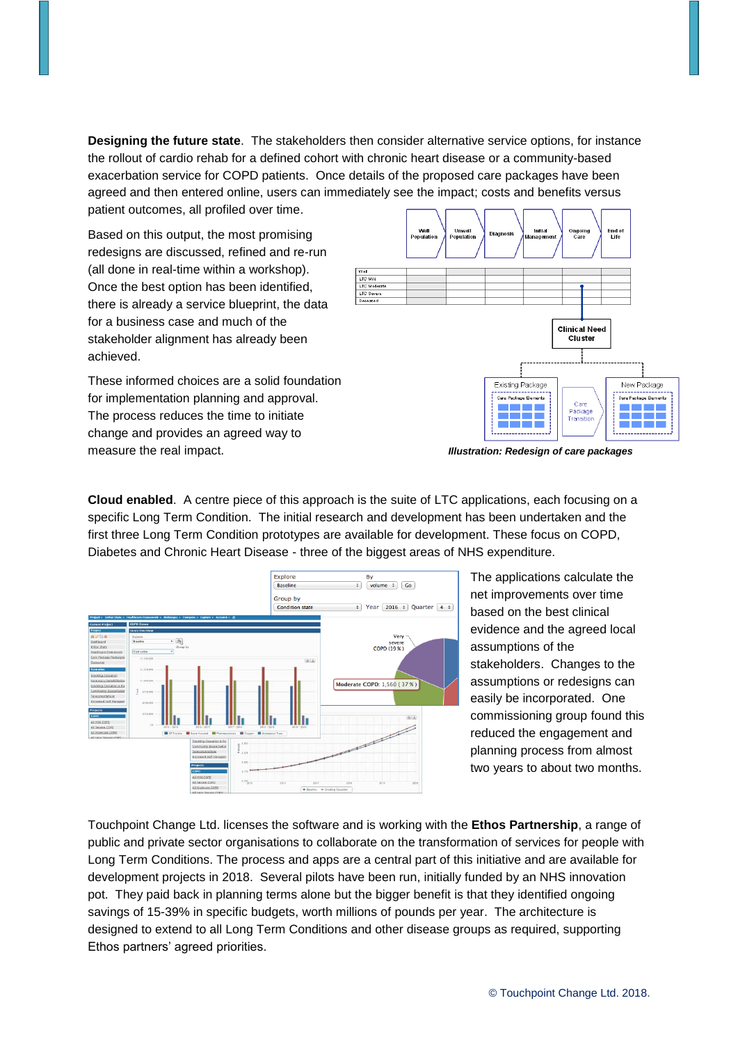**Designing the future state**. The stakeholders then consider alternative service options, for instance the rollout of cardio rehab for a defined cohort with chronic heart disease or a community-based exacerbation service for COPD patients. Once details of the proposed care packages have been agreed and then entered online, users can immediately see the impact; costs and benefits versus patient outcomes, all profiled over time.

Based on this output, the most promising redesigns are discussed, refined and re-run (all done in real-time within a workshop). Once the best option has been identified, there is already a service blueprint, the data for a business case and much of the stakeholder alignment has already been achieved.

These informed choices are a solid foundation for implementation planning and approval. The process reduces the time to initiate change and provides an agreed way to measure the real impact.

***Illustration: Redesign of care packages***

**Cloud enabled**. A centre piece of this approach is the suite of LTC applications, each focusing on a specific Long Term Condition. The initial research and development has been undertaken and the first three Long Term Condition prototypes are available for development. These focus on COPD, Diabetes and Chronic Heart Disease - three of the biggest areas of NHS expenditure.

The applications calculate the net improvements over time based on the best clinical evidence and the agreed local assumptions of the stakeholders. Changes to the assumptions or redesigns can easily be incorporated. One commissioning group found this reduced the engagement and planning process from almost two years to about two months.

Touchpoint Change Ltd. licenses the software and is working with the **Ethos Partnership**, a range of public and private sector organisations to collaborate on the transformation of services for people with Long Term Conditions. The process and apps are a central part of this initiative and are available for development projects in 2018. Several pilots have been run, initially funded by an NHS innovation pot. They paid back in planning terms alone but the bigger benefit is that they identified ongoing savings of 15-39% in specific budgets, worth millions of pounds per year. The architecture is designed to extend to all Long Term Conditions and other disease groups as required, supporting Ethos partners' agreed priorities.

© Touchpoint Change Ltd. 2018.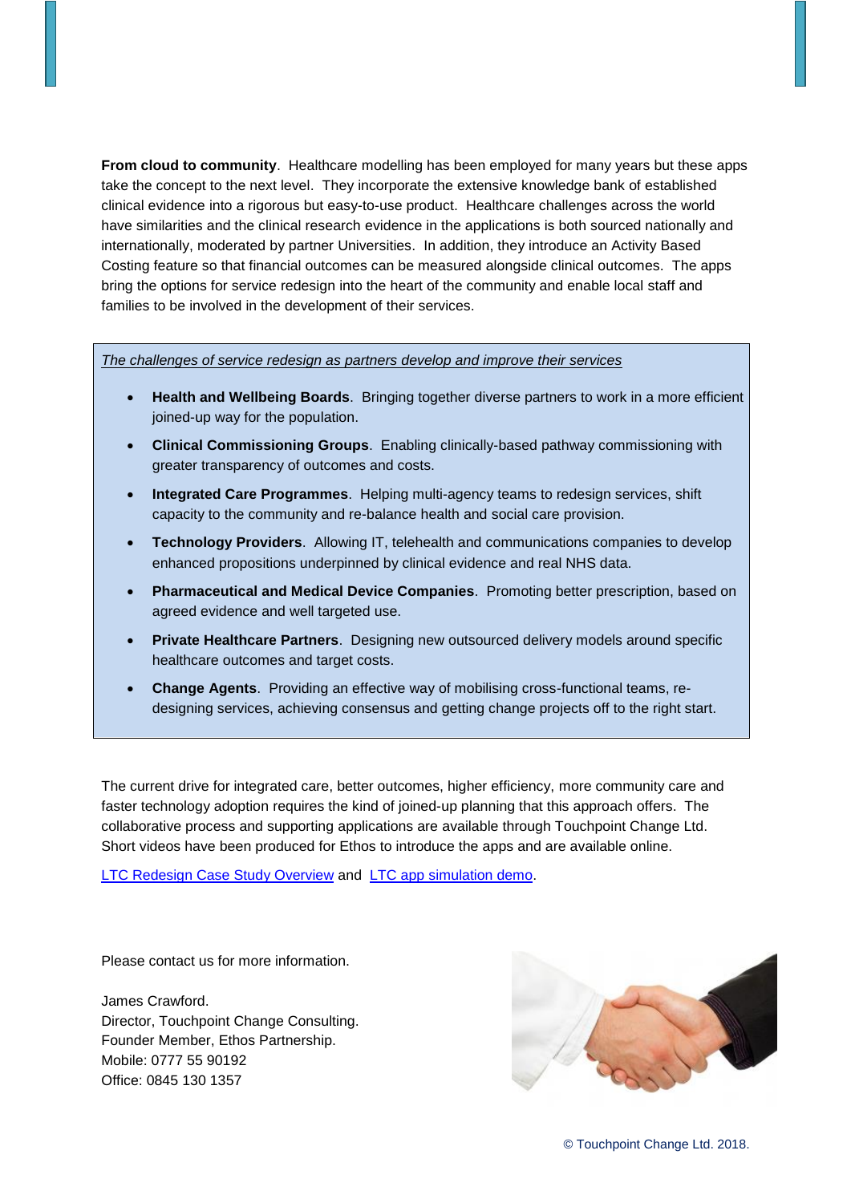**From cloud to community**. Healthcare modelling has been employed for many years but these apps take the concept to the next level. They incorporate the extensive knowledge bank of established clinical evidence into a rigorous but easy-to-use product. Healthcare challenges across the world have similarities and the clinical research evidence in the applications is both sourced nationally and internationally, moderated by partner Universities. In addition, they introduce an Activity Based Costing feature so that financial outcomes can be measured alongside clinical outcomes. The apps bring the options for service redesign into the heart of the community and enable local staff and families to be involved in the development of their services.

*The challenges of service redesign as partners develop and improve their services*

- **Health and Wellbeing Boards**. Bringing together diverse partners to work in a more efficient joined-up way for the population.
- **Clinical Commissioning Groups**. Enabling clinically-based pathway commissioning with greater transparency of outcomes and costs.
- **Integrated Care Programmes**. Helping multi-agency teams to redesign services, shift capacity to the community and re-balance health and social care provision.
- **Technology Providers**. Allowing IT, telehealth and communications companies to develop enhanced propositions underpinned by clinical evidence and real NHS data.
- **Pharmaceutical and Medical Device Companies**. Promoting better prescription, based on agreed evidence and well targeted use.
- **Private Healthcare Partners**. Designing new outsourced delivery models around specific healthcare outcomes and target costs.
- **Change Agents**. Providing an effective way of mobilising cross-functional teams, re-designing services, achieving consensus and getting change projects off to the right start.

The current drive for integrated care, better outcomes, higher efficiency, more community care and faster technology adoption requires the kind of joined-up planning that this approach offers. The collaborative process and supporting applications are available through Touchpoint Change Ltd. Short videos have been produced for Ethos to introduce the apps and are available online.

LTC Redesign Case Study Overview and LTC app simulation demo.

Please contact us for more information.

James Crawford.
Director, Touchpoint Change Consulting.
Founder Member, Ethos Partnership.
Mobile: 0777 55 90192
Office: 0845 130 1357

© Touchpoint Change Ltd. 2018.